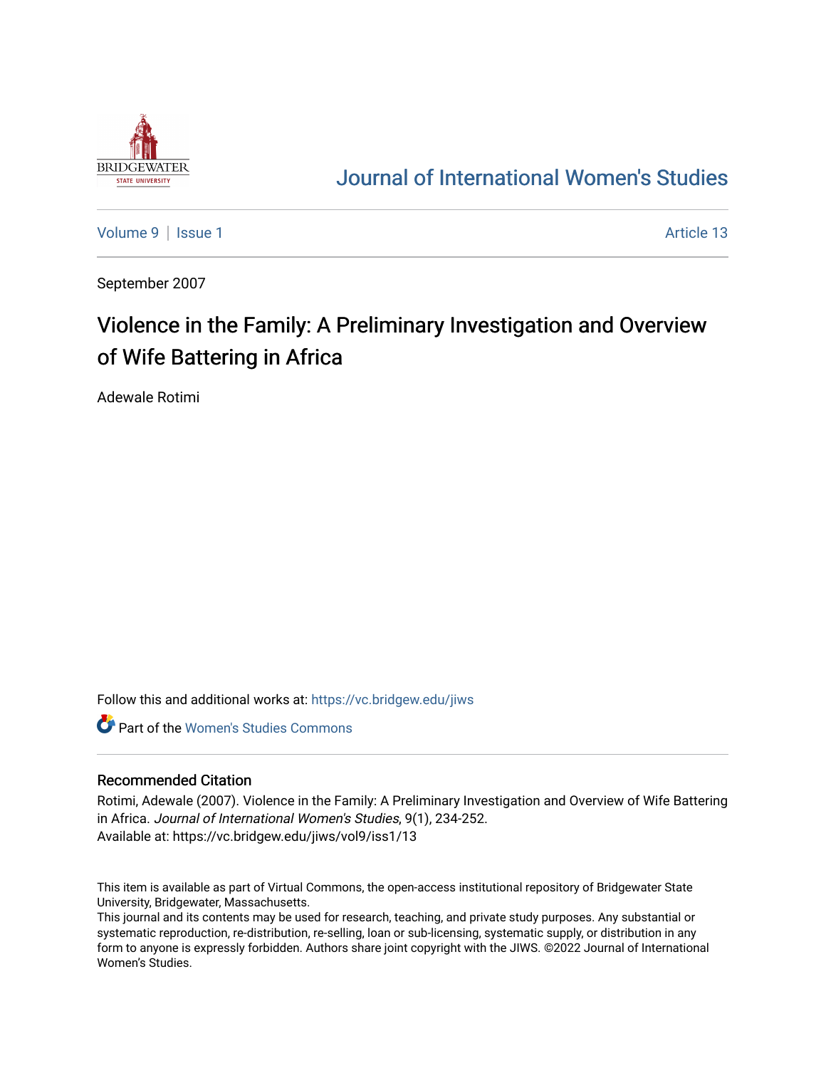# Journal of International Women's Studies

Volume 9 | Issue 1 | Article 13

September 2007

## Violence in the Family: A Preliminary Investigation and Overview of Wife Battering in Africa

Adewale Rotimi

Follow this and additional works at: https://vc.bridgew.edu/jiws

Part of the Women's Studies Commons

### Recommended Citation

Rotimi, Adewale (2007). Violence in the Family: A Preliminary Investigation and Overview of Wife Battering in Africa. *Journal of International Women's Studies*, 9(1), 234-252.
Available at: https://vc.bridgew.edu/jiws/vol9/iss1/13

This item is available as part of Virtual Commons, the open-access institutional repository of Bridgewater State University, Bridgewater, Massachusetts.
This journal and its contents may be used for research, teaching, and private study purposes. Any substantial or systematic reproduction, re-distribution, re-selling, loan or sub-licensing, systematic supply, or distribution in any form to anyone is expressly forbidden. Authors share joint copyright with the JIWS. ©2022 Journal of International Women's Studies.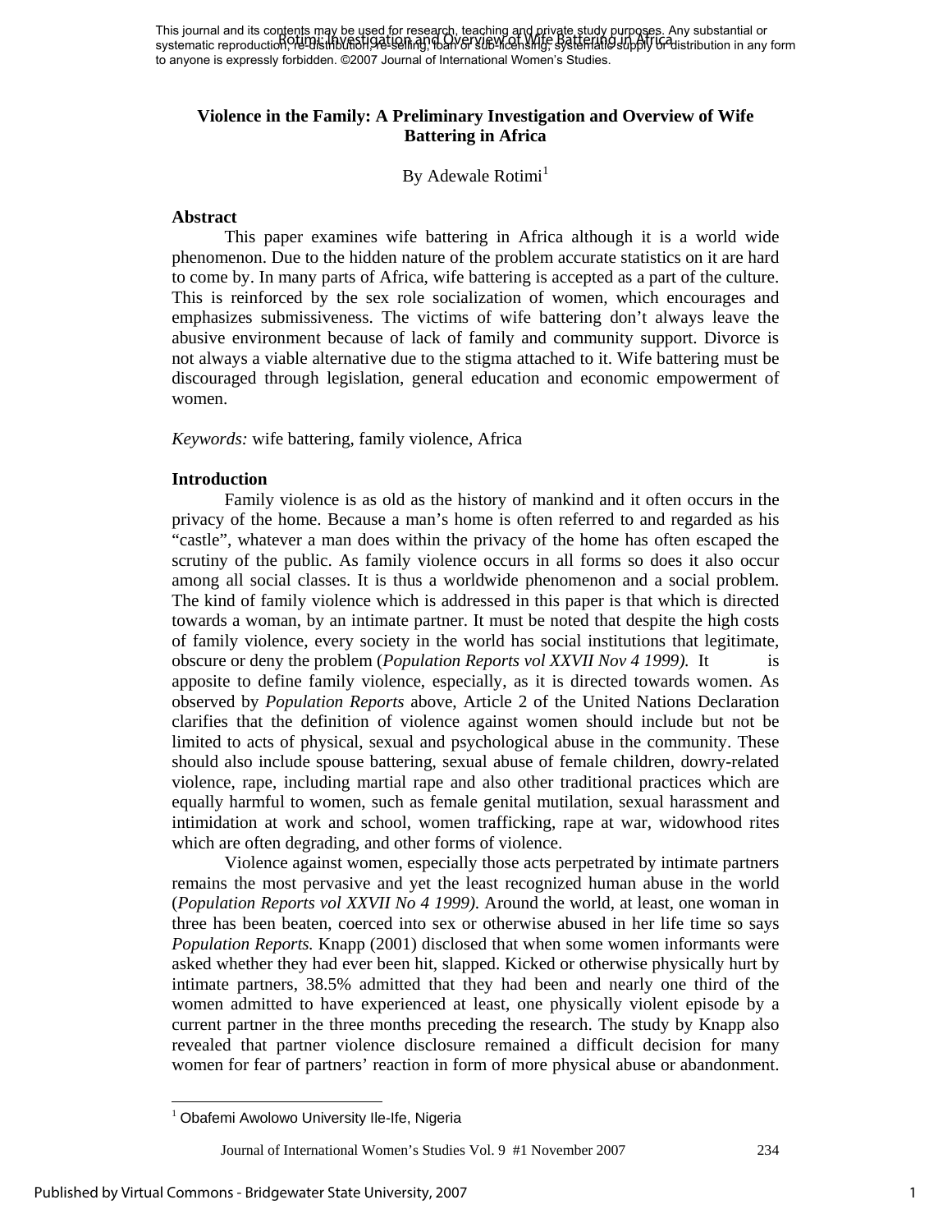# Violence in the Family: A Preliminary Investigation and Overview of Wife Battering in Africa

By Adewale Rotimi[1]

## Abstract

This paper examines wife battering in Africa although it is a world wide phenomenon. Due to the hidden nature of the problem accurate statistics on it are hard to come by. In many parts of Africa, wife battering is accepted as a part of the culture. This is reinforced by the sex role socialization of women, which encourages and emphasizes submissiveness. The victims of wife battering don't always leave the abusive environment because of lack of family and community support. Divorce is not always a viable alternative due to the stigma attached to it. Wife battering must be discouraged through legislation, general education and economic empowerment of women.

*Keywords:* wife battering, family violence, Africa

## Introduction

Family violence is as old as the history of mankind and it often occurs in the privacy of the home. Because a man's home is often referred to and regarded as his "castle", whatever a man does within the privacy of the home has often escaped the scrutiny of the public. As family violence occurs in all forms so does it also occur among all social classes. It is thus a worldwide phenomenon and a social problem. The kind of family violence which is addressed in this paper is that which is directed towards a woman, by an intimate partner. It must be noted that despite the high costs of family violence, every society in the world has social institutions that legitimate, obscure or deny the problem (*Population Reports vol XXVII Nov 4 1999).* It is apposite to define family violence, especially, as it is directed towards women. As observed by *Population Reports* above, Article 2 of the United Nations Declaration clarifies that the definition of violence against women should include but not be limited to acts of physical, sexual and psychological abuse in the community. These should also include spouse battering, sexual abuse of female children, dowry-related violence, rape, including martial rape and also other traditional practices which are equally harmful to women, such as female genital mutilation, sexual harassment and intimidation at work and school, women trafficking, rape at war, widowhood rites which are often degrading, and other forms of violence.

Violence against women, especially those acts perpetrated by intimate partners remains the most pervasive and yet the least recognized human abuse in the world (*Population Reports vol XXVII No 4 1999).* Around the world, at least, one woman in three has been beaten, coerced into sex or otherwise abused in her life time so says *Population Reports.* Knapp (2001) disclosed that when some women informants were asked whether they had ever been hit, slapped. Kicked or otherwise physically hurt by intimate partners, 38.5% admitted that they had been and nearly one third of the women admitted to have experienced at least, one physically violent episode by a current partner in the three months preceding the research. The study by Knapp also revealed that partner violence disclosure remained a difficult decision for many women for fear of partners' reaction in form of more physical abuse or abandonment.

[1] Obafemi Awolowo University Ile-Ife, Nigeria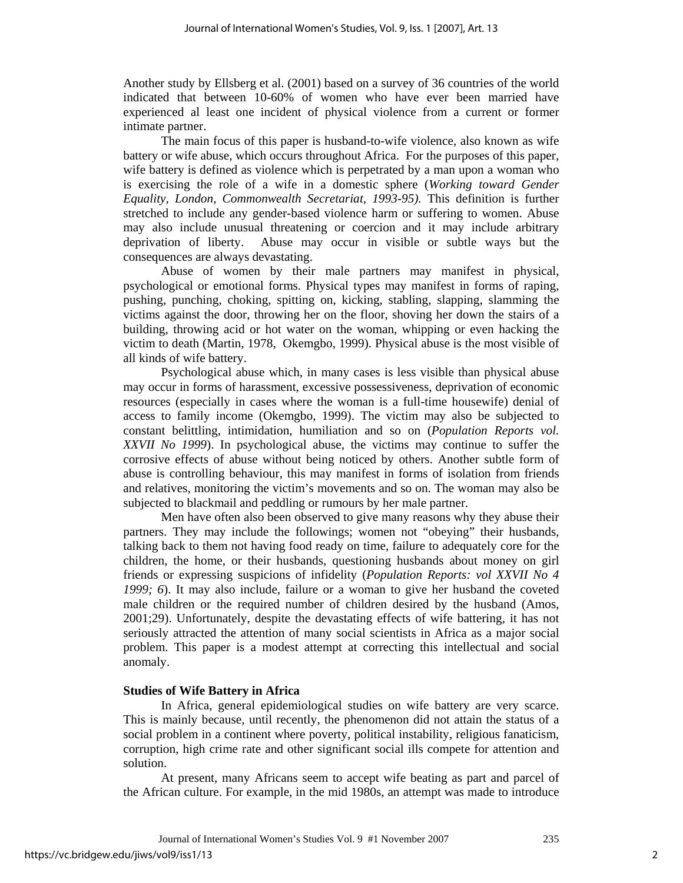Another study by Ellsberg et al. (2001) based on a survey of 36 countries of the world indicated that between 10-60% of women who have ever been married have experienced al least one incident of physical violence from a current or former intimate partner.

The main focus of this paper is husband-to-wife violence, also known as wife battery or wife abuse, which occurs throughout Africa. For the purposes of this paper, wife battery is defined as violence which is perpetrated by a man upon a woman who is exercising the role of a wife in a domestic sphere (*Working toward Gender Equality, London, Commonwealth Secretariat, 1993-95).* This definition is further stretched to include any gender-based violence harm or suffering to women. Abuse may also include unusual threatening or coercion and it may include arbitrary deprivation of liberty. Abuse may occur in visible or subtle ways but the consequences are always devastating.

Abuse of women by their male partners may manifest in physical, psychological or emotional forms. Physical types may manifest in forms of raping, pushing, punching, choking, spitting on, kicking, stabling, slapping, slamming the victims against the door, throwing her on the floor, shoving her down the stairs of a building, throwing acid or hot water on the woman, whipping or even hacking the victim to death (Martin, 1978, Okemgbo, 1999). Physical abuse is the most visible of all kinds of wife battery.

Psychological abuse which, in many cases is less visible than physical abuse may occur in forms of harassment, excessive possessiveness, deprivation of economic resources (especially in cases where the woman is a full-time housewife) denial of access to family income (Okemgbo, 1999). The victim may also be subjected to constant belittling, intimidation, humiliation and so on (*Population Reports vol. XXVII No 1999*). In psychological abuse, the victims may continue to suffer the corrosive effects of abuse without being noticed by others. Another subtle form of abuse is controlling behaviour, this may manifest in forms of isolation from friends and relatives, monitoring the victim's movements and so on. The woman may also be subjected to blackmail and peddling or rumours by her male partner.

Men have often also been observed to give many reasons why they abuse their partners. They may include the followings; women not "obeying" their husbands, talking back to them not having food ready on time, failure to adequately core for the children, the home, or their husbands, questioning husbands about money on girl friends or expressing suspicions of infidelity (*Population Reports: vol XXVII No 4 1999; 6*). It may also include, failure or a woman to give her husband the coveted male children or the required number of children desired by the husband (Amos, 2001;29). Unfortunately, despite the devastating effects of wife battering, it has not seriously attracted the attention of many social scientists in Africa as a major social problem. This paper is a modest attempt at correcting this intellectual and social anomaly.

**Studies of Wife Battery in Africa**

In Africa, general epidemiological studies on wife battery are very scarce. This is mainly because, until recently, the phenomenon did not attain the status of a social problem in a continent where poverty, political instability, religious fanaticism, corruption, high crime rate and other significant social ills compete for attention and solution.

At present, many Africans seem to accept wife beating as part and parcel of the African culture. For example, in the mid 1980s, an attempt was made to introduce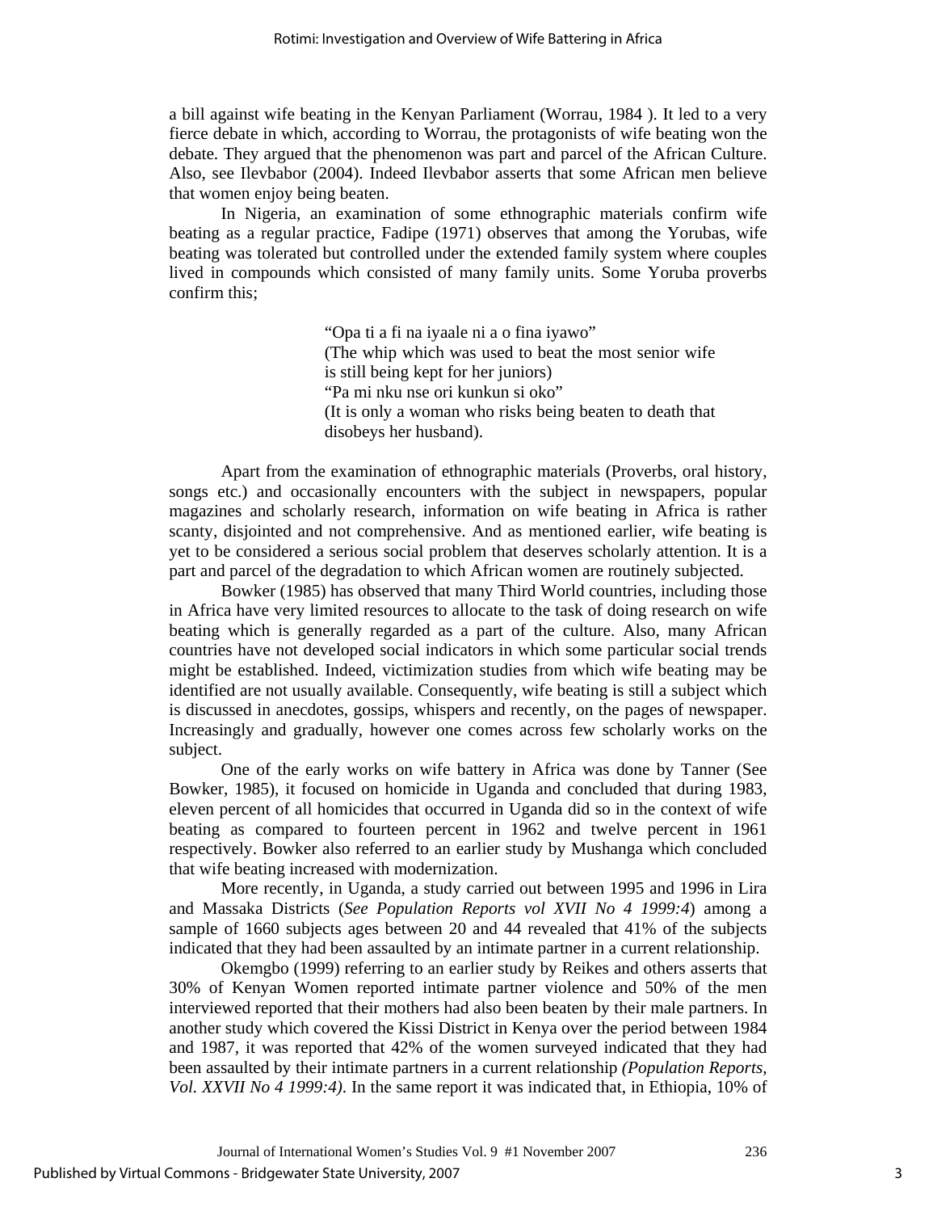a bill against wife beating in the Kenyan Parliament (Worrau, 1984 ). It led to a very fierce debate in which, according to Worrau, the protagonists of wife beating won the debate. They argued that the phenomenon was part and parcel of the African Culture. Also, see Ilevbabor (2004). Indeed Ilevbabor asserts that some African men believe that women enjoy being beaten.

In Nigeria, an examination of some ethnographic materials confirm wife beating as a regular practice, Fadipe (1971) observes that among the Yorubas, wife beating was tolerated but controlled under the extended family system where couples lived in compounds which consisted of many family units. Some Yoruba proverbs confirm this;

> "Opa ti a fi na iyaale ni a o fina iyawo"
> (The whip which was used to beat the most senior wife is still being kept for her juniors)
> "Pa mi nku nse ori kunkun si oko"
> (It is only a woman who risks being beaten to death that disobeys her husband).

Apart from the examination of ethnographic materials (Proverbs, oral history, songs etc.) and occasionally encounters with the subject in newspapers, popular magazines and scholarly research, information on wife beating in Africa is rather scanty, disjointed and not comprehensive. And as mentioned earlier, wife beating is yet to be considered a serious social problem that deserves scholarly attention. It is a part and parcel of the degradation to which African women are routinely subjected.

Bowker (1985) has observed that many Third World countries, including those in Africa have very limited resources to allocate to the task of doing research on wife beating which is generally regarded as a part of the culture. Also, many African countries have not developed social indicators in which some particular social trends might be established. Indeed, victimization studies from which wife beating may be identified are not usually available. Consequently, wife beating is still a subject which is discussed in anecdotes, gossips, whispers and recently, on the pages of newspaper. Increasingly and gradually, however one comes across few scholarly works on the subject.

One of the early works on wife battery in Africa was done by Tanner (See Bowker, 1985), it focused on homicide in Uganda and concluded that during 1983, eleven percent of all homicides that occurred in Uganda did so in the context of wife beating as compared to fourteen percent in 1962 and twelve percent in 1961 respectively. Bowker also referred to an earlier study by Mushanga which concluded that wife beating increased with modernization.

More recently, in Uganda, a study carried out between 1995 and 1996 in Lira and Massaka Districts (*See Population Reports vol XVII No 4 1999:4*) among a sample of 1660 subjects ages between 20 and 44 revealed that 41% of the subjects indicated that they had been assaulted by an intimate partner in a current relationship.

Okemgbo (1999) referring to an earlier study by Reikes and others asserts that 30% of Kenyan Women reported intimate partner violence and 50% of the men interviewed reported that their mothers had also been beaten by their male partners. In another study which covered the Kissi District in Kenya over the period between 1984 and 1987, it was reported that 42% of the women surveyed indicated that they had been assaulted by their intimate partners in a current relationship *(Population Reports, Vol. XXVII No 4 1999:4)*. In the same report it was indicated that, in Ethiopia, 10% of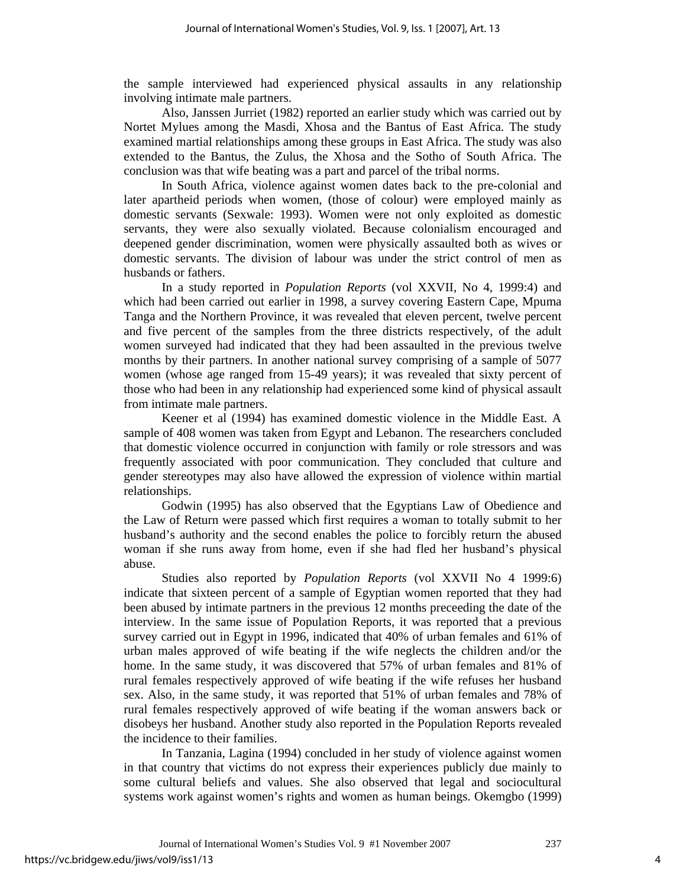the sample interviewed had experienced physical assaults in any relationship involving intimate male partners.

Also, Janssen Jurriet (1982) reported an earlier study which was carried out by Nortet Mylues among the Masdi, Xhosa and the Bantus of East Africa. The study examined martial relationships among these groups in East Africa. The study was also extended to the Bantus, the Zulus, the Xhosa and the Sotho of South Africa. The conclusion was that wife beating was a part and parcel of the tribal norms.

In South Africa, violence against women dates back to the pre-colonial and later apartheid periods when women, (those of colour) were employed mainly as domestic servants (Sexwale: 1993). Women were not only exploited as domestic servants, they were also sexually violated. Because colonialism encouraged and deepened gender discrimination, women were physically assaulted both as wives or domestic servants. The division of labour was under the strict control of men as husbands or fathers.

In a study reported in *Population Reports* (vol XXVII, No 4, 1999:4) and which had been carried out earlier in 1998, a survey covering Eastern Cape, Mpuma Tanga and the Northern Province, it was revealed that eleven percent, twelve percent and five percent of the samples from the three districts respectively, of the adult women surveyed had indicated that they had been assaulted in the previous twelve months by their partners. In another national survey comprising of a sample of 5077 women (whose age ranged from 15-49 years); it was revealed that sixty percent of those who had been in any relationship had experienced some kind of physical assault from intimate male partners.

Keener et al (1994) has examined domestic violence in the Middle East. A sample of 408 women was taken from Egypt and Lebanon. The researchers concluded that domestic violence occurred in conjunction with family or role stressors and was frequently associated with poor communication. They concluded that culture and gender stereotypes may also have allowed the expression of violence within martial relationships.

Godwin (1995) has also observed that the Egyptians Law of Obedience and the Law of Return were passed which first requires a woman to totally submit to her husband's authority and the second enables the police to forcibly return the abused woman if she runs away from home, even if she had fled her husband's physical abuse.

Studies also reported by *Population Reports* (vol XXVII No 4 1999:6) indicate that sixteen percent of a sample of Egyptian women reported that they had been abused by intimate partners in the previous 12 months preceeding the date of the interview. In the same issue of Population Reports, it was reported that a previous survey carried out in Egypt in 1996, indicated that 40% of urban females and 61% of urban males approved of wife beating if the wife neglects the children and/or the home. In the same study, it was discovered that 57% of urban females and 81% of rural females respectively approved of wife beating if the wife refuses her husband sex. Also, in the same study, it was reported that 51% of urban females and 78% of rural females respectively approved of wife beating if the woman answers back or disobeys her husband. Another study also reported in the Population Reports revealed the incidence to their families.

In Tanzania, Lagina (1994) concluded in her study of violence against women in that country that victims do not express their experiences publicly due mainly to some cultural beliefs and values. She also observed that legal and sociocultural systems work against women's rights and women as human beings. Okemgbo (1999)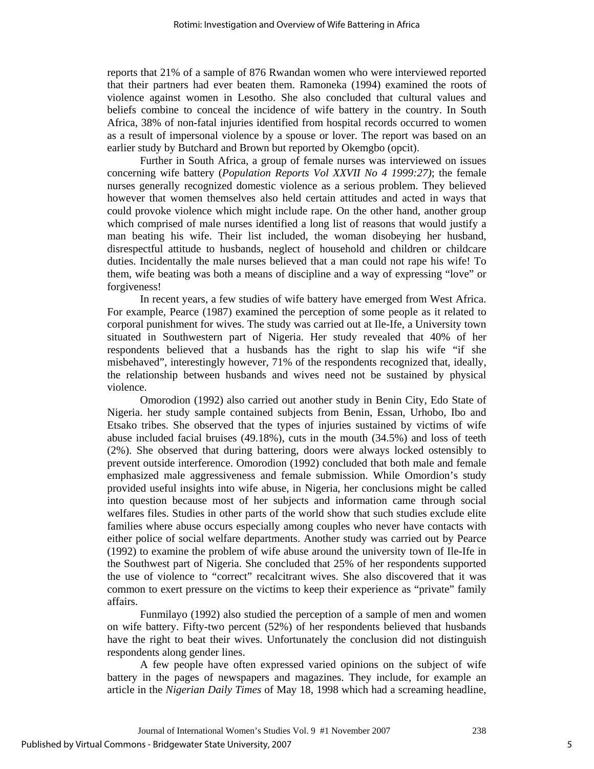reports that 21% of a sample of 876 Rwandan women who were interviewed reported that their partners had ever beaten them. Ramoneka (1994) examined the roots of violence against women in Lesotho. She also concluded that cultural values and beliefs combine to conceal the incidence of wife battery in the country. In South Africa, 38% of non-fatal injuries identified from hospital records occurred to women as a result of impersonal violence by a spouse or lover. The report was based on an earlier study by Butchard and Brown but reported by Okemgbo (opcit).

Further in South Africa, a group of female nurses was interviewed on issues concerning wife battery (*Population Reports Vol XXVII No 4 1999:27)*; the female nurses generally recognized domestic violence as a serious problem. They believed however that women themselves also held certain attitudes and acted in ways that could provoke violence which might include rape. On the other hand, another group which comprised of male nurses identified a long list of reasons that would justify a man beating his wife. Their list included, the woman disobeying her husband, disrespectful attitude to husbands, neglect of household and children or childcare duties. Incidentally the male nurses believed that a man could not rape his wife! To them, wife beating was both a means of discipline and a way of expressing "love" or forgiveness!

In recent years, a few studies of wife battery have emerged from West Africa. For example, Pearce (1987) examined the perception of some people as it related to corporal punishment for wives. The study was carried out at Ile-Ife, a University town situated in Southwestern part of Nigeria. Her study revealed that 40% of her respondents believed that a husbands has the right to slap his wife "if she misbehaved", interestingly however, 71% of the respondents recognized that, ideally, the relationship between husbands and wives need not be sustained by physical violence.

Omorodion (1992) also carried out another study in Benin City, Edo State of Nigeria. her study sample contained subjects from Benin, Essan, Urhobo, Ibo and Etsako tribes. She observed that the types of injuries sustained by victims of wife abuse included facial bruises (49.18%), cuts in the mouth (34.5%) and loss of teeth (2%). She observed that during battering, doors were always locked ostensibly to prevent outside interference. Omorodion (1992) concluded that both male and female emphasized male aggressiveness and female submission. While Omordion's study provided useful insights into wife abuse, in Nigeria, her conclusions might be called into question because most of her subjects and information came through social welfares files. Studies in other parts of the world show that such studies exclude elite families where abuse occurs especially among couples who never have contacts with either police of social welfare departments. Another study was carried out by Pearce (1992) to examine the problem of wife abuse around the university town of Ile-Ife in the Southwest part of Nigeria. She concluded that 25% of her respondents supported the use of violence to "correct" recalcitrant wives. She also discovered that it was common to exert pressure on the victims to keep their experience as "private" family affairs.

Funmilayo (1992) also studied the perception of a sample of men and women on wife battery. Fifty-two percent (52%) of her respondents believed that husbands have the right to beat their wives. Unfortunately the conclusion did not distinguish respondents along gender lines.

A few people have often expressed varied opinions on the subject of wife battery in the pages of newspapers and magazines. They include, for example an article in the *Nigerian Daily Times* of May 18, 1998 which had a screaming headline,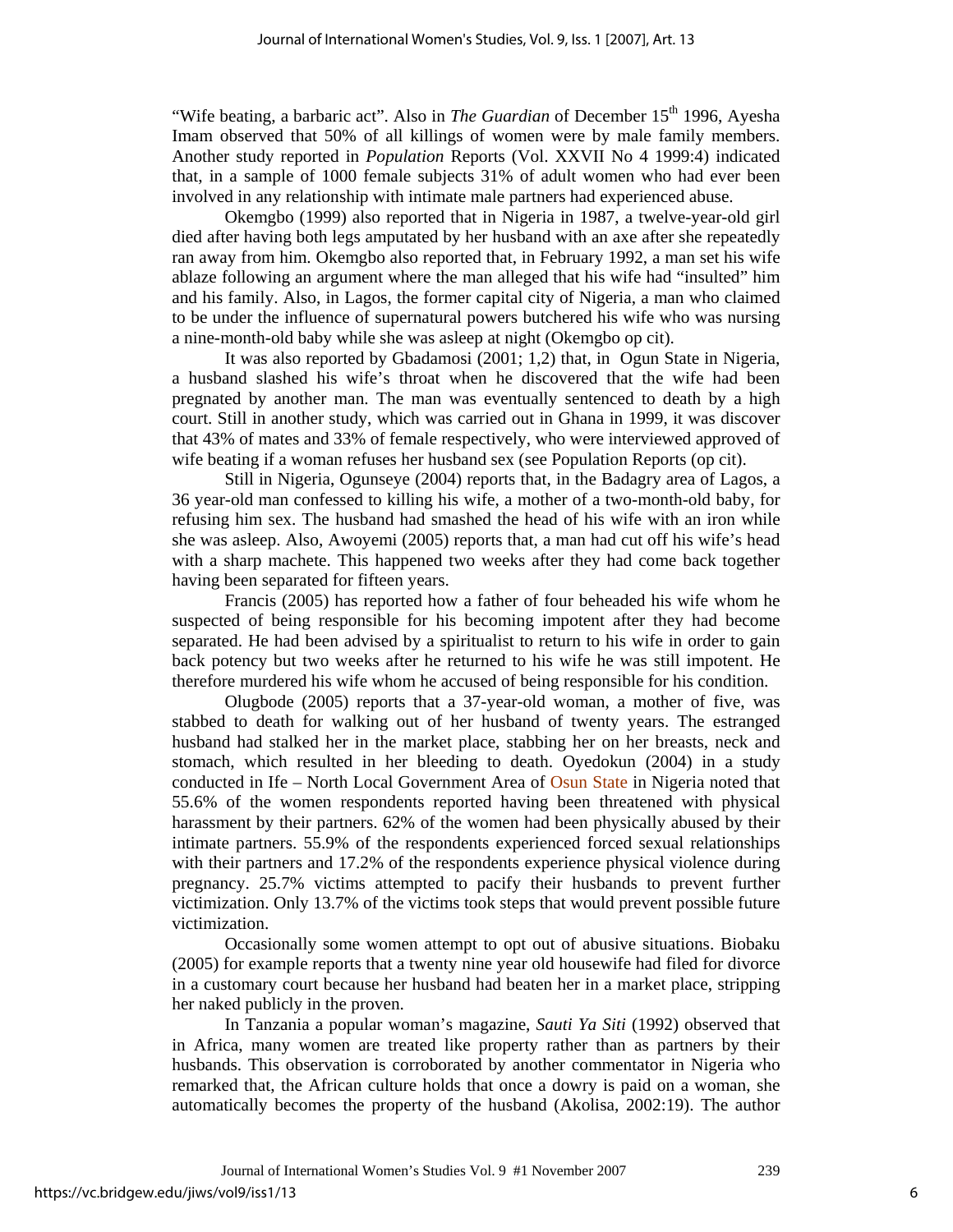"Wife beating, a barbaric act". Also in *The Guardian* of December 15th 1996, Ayesha Imam observed that 50% of all killings of women were by male family members. Another study reported in *Population* Reports (Vol. XXVII No 4 1999:4) indicated that, in a sample of 1000 female subjects 31% of adult women who had ever been involved in any relationship with intimate male partners had experienced abuse.

Okemgbo (1999) also reported that in Nigeria in 1987, a twelve-year-old girl died after having both legs amputated by her husband with an axe after she repeatedly ran away from him. Okemgbo also reported that, in February 1992, a man set his wife ablaze following an argument where the man alleged that his wife had "insulted" him and his family. Also, in Lagos, the former capital city of Nigeria, a man who claimed to be under the influence of supernatural powers butchered his wife who was nursing a nine-month-old baby while she was asleep at night (Okemgbo op cit).

It was also reported by Gbadamosi (2001; 1,2) that, in Ogun State in Nigeria, a husband slashed his wife's throat when he discovered that the wife had been pregnated by another man. The man was eventually sentenced to death by a high court. Still in another study, which was carried out in Ghana in 1999, it was discover that 43% of mates and 33% of female respectively, who were interviewed approved of wife beating if a woman refuses her husband sex (see Population Reports (op cit).

Still in Nigeria, Ogunseye (2004) reports that, in the Badagry area of Lagos, a 36 year-old man confessed to killing his wife, a mother of a two-month-old baby, for refusing him sex. The husband had smashed the head of his wife with an iron while she was asleep. Also, Awoyemi (2005) reports that, a man had cut off his wife's head with a sharp machete. This happened two weeks after they had come back together having been separated for fifteen years.

Francis (2005) has reported how a father of four beheaded his wife whom he suspected of being responsible for his becoming impotent after they had become separated. He had been advised by a spiritualist to return to his wife in order to gain back potency but two weeks after he returned to his wife he was still impotent. He therefore murdered his wife whom he accused of being responsible for his condition.

Olugbode (2005) reports that a 37-year-old woman, a mother of five, was stabbed to death for walking out of her husband of twenty years. The estranged husband had stalked her in the market place, stabbing her on her breasts, neck and stomach, which resulted in her bleeding to death. Oyedokun (2004) in a study conducted in Ife – North Local Government Area of Osun State in Nigeria noted that 55.6% of the women respondents reported having been threatened with physical harassment by their partners. 62% of the women had been physically abused by their intimate partners. 55.9% of the respondents experienced forced sexual relationships with their partners and 17.2% of the respondents experience physical violence during pregnancy. 25.7% victims attempted to pacify their husbands to prevent further victimization. Only 13.7% of the victims took steps that would prevent possible future victimization.

Occasionally some women attempt to opt out of abusive situations. Biobaku (2005) for example reports that a twenty nine year old housewife had filed for divorce in a customary court because her husband had beaten her in a market place, stripping her naked publicly in the proven.

In Tanzania a popular woman's magazine, *Sauti Ya Siti* (1992) observed that in Africa, many women are treated like property rather than as partners by their husbands. This observation is corroborated by another commentator in Nigeria who remarked that, the African culture holds that once a dowry is paid on a woman, she automatically becomes the property of the husband (Akolisa, 2002:19). The author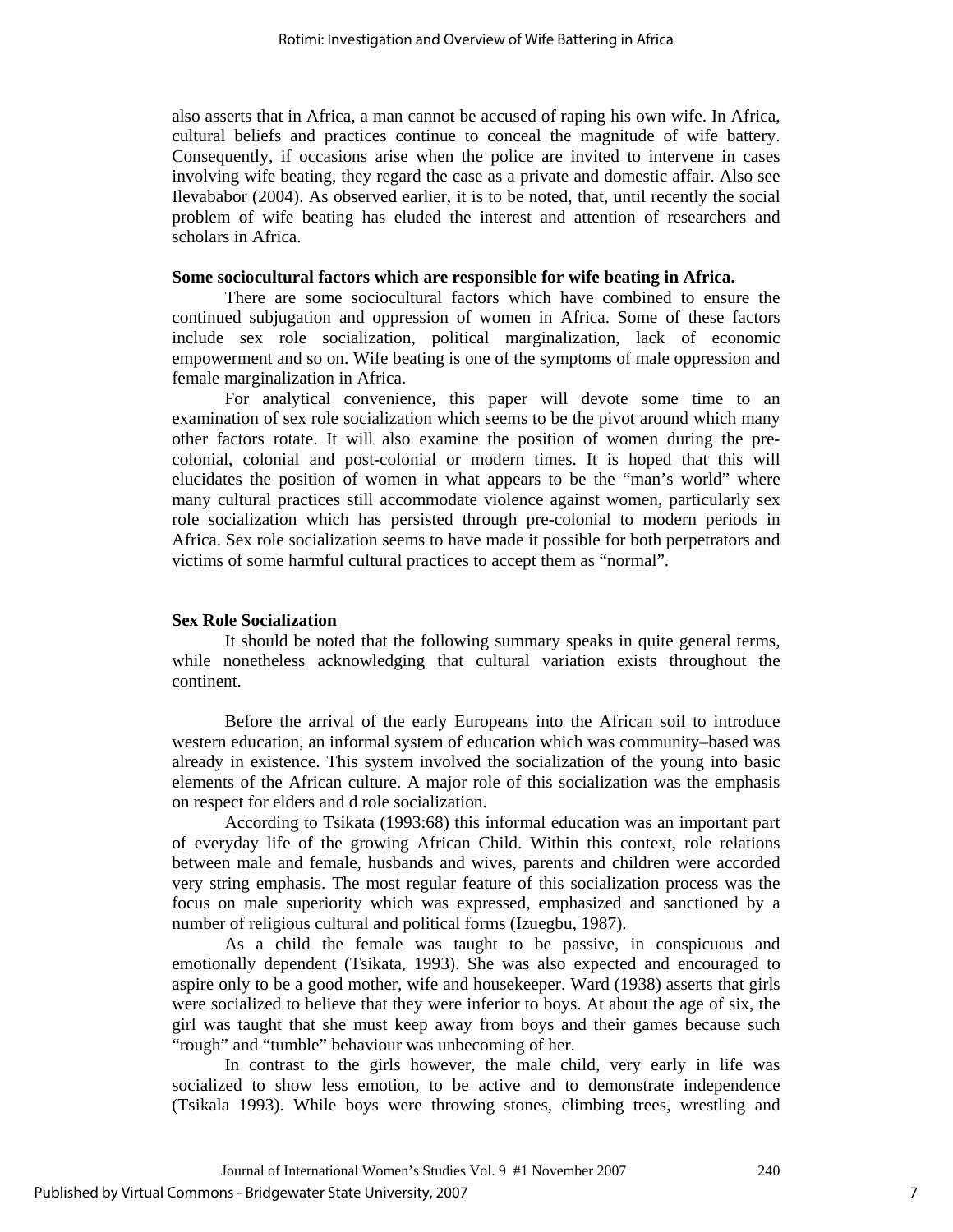also asserts that in Africa, a man cannot be accused of raping his own wife. In Africa, cultural beliefs and practices continue to conceal the magnitude of wife battery. Consequently, if occasions arise when the police are invited to intervene in cases involving wife beating, they regard the case as a private and domestic affair. Also see Ilevababor (2004). As observed earlier, it is to be noted, that, until recently the social problem of wife beating has eluded the interest and attention of researchers and scholars in Africa.

**Some sociocultural factors which are responsible for wife beating in Africa.**

There are some sociocultural factors which have combined to ensure the continued subjugation and oppression of women in Africa. Some of these factors include sex role socialization, political marginalization, lack of economic empowerment and so on. Wife beating is one of the symptoms of male oppression and female marginalization in Africa.

For analytical convenience, this paper will devote some time to an examination of sex role socialization which seems to be the pivot around which many other factors rotate. It will also examine the position of women during the pre-colonial, colonial and post-colonial or modern times. It is hoped that this will elucidates the position of women in what appears to be the "man's world" where many cultural practices still accommodate violence against women, particularly sex role socialization which has persisted through pre-colonial to modern periods in Africa. Sex role socialization seems to have made it possible for both perpetrators and victims of some harmful cultural practices to accept them as "normal".

**Sex Role Socialization**

It should be noted that the following summary speaks in quite general terms, while nonetheless acknowledging that cultural variation exists throughout the continent.

Before the arrival of the early Europeans into the African soil to introduce western education, an informal system of education which was community–based was already in existence. This system involved the socialization of the young into basic elements of the African culture. A major role of this socialization was the emphasis on respect for elders and d role socialization.

According to Tsikata (1993:68) this informal education was an important part of everyday life of the growing African Child. Within this context, role relations between male and female, husbands and wives, parents and children were accorded very string emphasis. The most regular feature of this socialization process was the focus on male superiority which was expressed, emphasized and sanctioned by a number of religious cultural and political forms (Izuegbu, 1987).

As a child the female was taught to be passive, in conspicuous and emotionally dependent (Tsikata, 1993). She was also expected and encouraged to aspire only to be a good mother, wife and housekeeper. Ward (1938) asserts that girls were socialized to believe that they were inferior to boys. At about the age of six, the girl was taught that she must keep away from boys and their games because such "rough" and "tumble" behaviour was unbecoming of her.

In contrast to the girls however, the male child, very early in life was socialized to show less emotion, to be active and to demonstrate independence (Tsikala 1993). While boys were throwing stones, climbing trees, wrestling and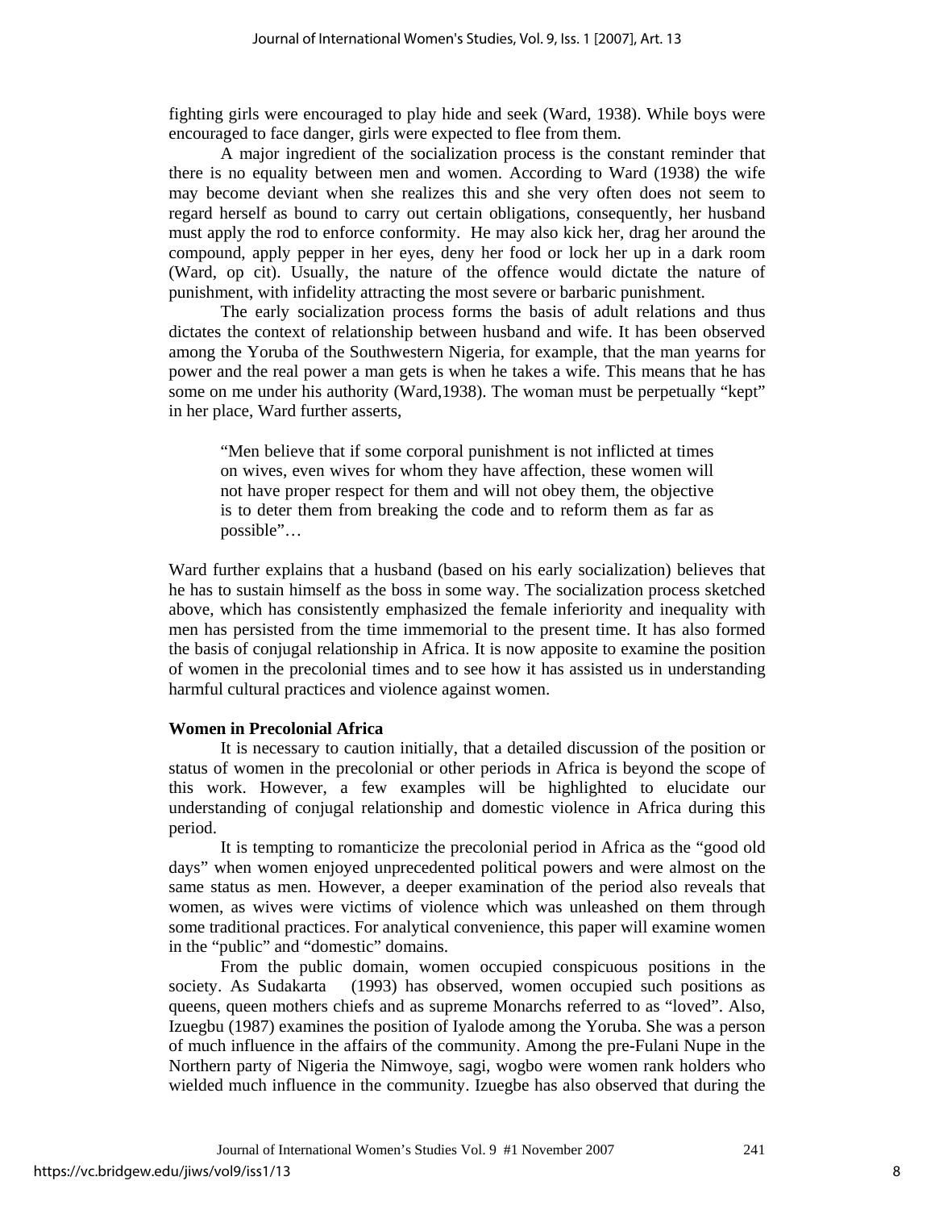fighting girls were encouraged to play hide and seek (Ward, 1938). While boys were encouraged to face danger, girls were expected to flee from them.

A major ingredient of the socialization process is the constant reminder that there is no equality between men and women. According to Ward (1938) the wife may become deviant when she realizes this and she very often does not seem to regard herself as bound to carry out certain obligations, consequently, her husband must apply the rod to enforce conformity. He may also kick her, drag her around the compound, apply pepper in her eyes, deny her food or lock her up in a dark room (Ward, op cit). Usually, the nature of the offence would dictate the nature of punishment, with infidelity attracting the most severe or barbaric punishment.

The early socialization process forms the basis of adult relations and thus dictates the context of relationship between husband and wife. It has been observed among the Yoruba of the Southwestern Nigeria, for example, that the man yearns for power and the real power a man gets is when he takes a wife. This means that he has some on me under his authority (Ward,1938). The woman must be perpetually "kept" in her place, Ward further asserts,

> "Men believe that if some corporal punishment is not inflicted at times on wives, even wives for whom they have affection, these women will not have proper respect for them and will not obey them, the objective is to deter them from breaking the code and to reform them as far as possible"…

Ward further explains that a husband (based on his early socialization) believes that he has to sustain himself as the boss in some way. The socialization process sketched above, which has consistently emphasized the female inferiority and inequality with men has persisted from the time immemorial to the present time. It has also formed the basis of conjugal relationship in Africa. It is now apposite to examine the position of women in the precolonial times and to see how it has assisted us in understanding harmful cultural practices and violence against women.

**Women in Precolonial Africa**

It is necessary to caution initially, that a detailed discussion of the position or status of women in the precolonial or other periods in Africa is beyond the scope of this work. However, a few examples will be highlighted to elucidate our understanding of conjugal relationship and domestic violence in Africa during this period.

It is tempting to romanticize the precolonial period in Africa as the "good old days" when women enjoyed unprecedented political powers and were almost on the same status as men. However, a deeper examination of the period also reveals that women, as wives were victims of violence which was unleashed on them through some traditional practices. For analytical convenience, this paper will examine women in the "public" and "domestic" domains.

From the public domain, women occupied conspicuous positions in the society. As Sudakarta (1993) has observed, women occupied such positions as queens, queen mothers chiefs and as supreme Monarchs referred to as "loved". Also, Izuegbu (1987) examines the position of Iyalode among the Yoruba. She was a person of much influence in the affairs of the community. Among the pre-Fulani Nupe in the Northern party of Nigeria the Nimwoye, sagi, wogbo were women rank holders who wielded much influence in the community. Izuegbe has also observed that during the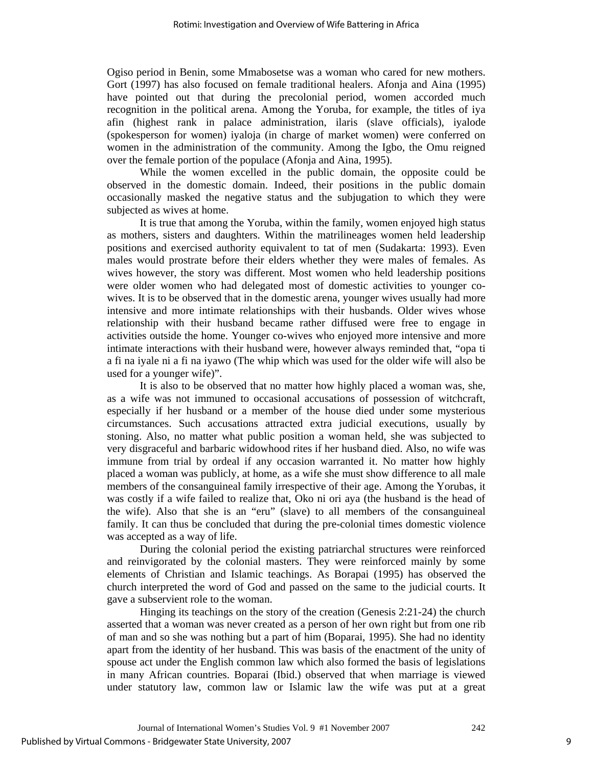Ogiso period in Benin, some Mmabosetse was a woman who cared for new mothers. Gort (1997) has also focused on female traditional healers. Afonja and Aina (1995) have pointed out that during the precolonial period, women accorded much recognition in the political arena. Among the Yoruba, for example, the titles of iya afin (highest rank in palace administration, ilaris (slave officials), iyalode (spokesperson for women) iyaloja (in charge of market women) were conferred on women in the administration of the community. Among the Igbo, the Omu reigned over the female portion of the populace (Afonja and Aina, 1995).

While the women excelled in the public domain, the opposite could be observed in the domestic domain. Indeed, their positions in the public domain occasionally masked the negative status and the subjugation to which they were subjected as wives at home.

It is true that among the Yoruba, within the family, women enjoyed high status as mothers, sisters and daughters. Within the matrilineages women held leadership positions and exercised authority equivalent to tat of men (Sudakarta: 1993). Even males would prostrate before their elders whether they were males of females. As wives however, the story was different. Most women who held leadership positions were older women who had delegated most of domestic activities to younger co-wives. It is to be observed that in the domestic arena, younger wives usually had more intensive and more intimate relationships with their husbands. Older wives whose relationship with their husband became rather diffused were free to engage in activities outside the home. Younger co-wives who enjoyed more intensive and more intimate interactions with their husband were, however always reminded that, "opa ti a fi na iyale ni a fi na iyawo (The whip which was used for the older wife will also be used for a younger wife)".

It is also to be observed that no matter how highly placed a woman was, she, as a wife was not immuned to occasional accusations of possession of witchcraft, especially if her husband or a member of the house died under some mysterious circumstances. Such accusations attracted extra judicial executions, usually by stoning. Also, no matter what public position a woman held, she was subjected to very disgraceful and barbaric widowhood rites if her husband died. Also, no wife was immune from trial by ordeal if any occasion warranted it. No matter how highly placed a woman was publicly, at home, as a wife she must show difference to all male members of the consanguineal family irrespective of their age. Among the Yorubas, it was costly if a wife failed to realize that, Oko ni ori aya (the husband is the head of the wife). Also that she is an "eru" (slave) to all members of the consanguineal family. It can thus be concluded that during the pre-colonial times domestic violence was accepted as a way of life.

During the colonial period the existing patriarchal structures were reinforced and reinvigorated by the colonial masters. They were reinforced mainly by some elements of Christian and Islamic teachings. As Borapai (1995) has observed the church interpreted the word of God and passed on the same to the judicial courts. It gave a subservient role to the woman.

Hinging its teachings on the story of the creation (Genesis 2:21-24) the church asserted that a woman was never created as a person of her own right but from one rib of man and so she was nothing but a part of him (Boparai, 1995). She had no identity apart from the identity of her husband. This was basis of the enactment of the unity of spouse act under the English common law which also formed the basis of legislations in many African countries. Boparai (Ibid.) observed that when marriage is viewed under statutory law, common law or Islamic law the wife was put at a great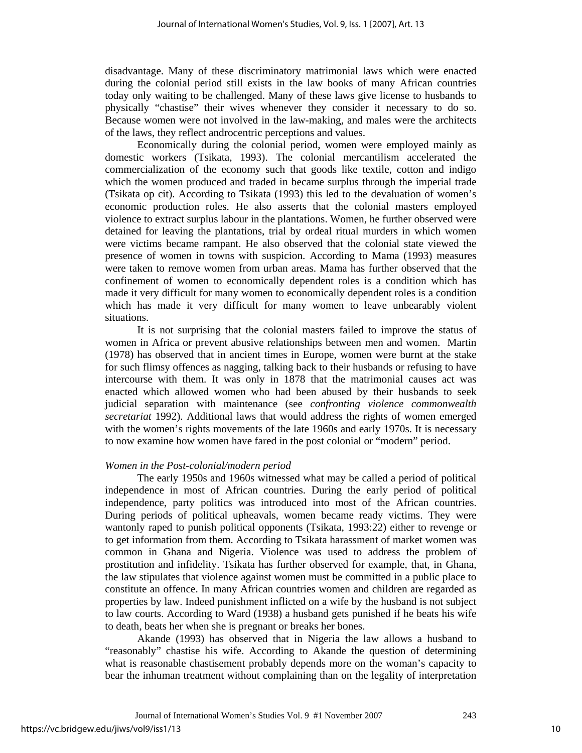disadvantage. Many of these discriminatory matrimonial laws which were enacted during the colonial period still exists in the law books of many African countries today only waiting to be challenged. Many of these laws give license to husbands to physically "chastise" their wives whenever they consider it necessary to do so. Because women were not involved in the law-making, and males were the architects of the laws, they reflect androcentric perceptions and values.

Economically during the colonial period, women were employed mainly as domestic workers (Tsikata, 1993). The colonial mercantilism accelerated the commercialization of the economy such that goods like textile, cotton and indigo which the women produced and traded in became surplus through the imperial trade (Tsikata op cit). According to Tsikata (1993) this led to the devaluation of women's economic production roles. He also asserts that the colonial masters employed violence to extract surplus labour in the plantations. Women, he further observed were detained for leaving the plantations, trial by ordeal ritual murders in which women were victims became rampant. He also observed that the colonial state viewed the presence of women in towns with suspicion. According to Mama (1993) measures were taken to remove women from urban areas. Mama has further observed that the confinement of women to economically dependent roles is a condition which has made it very difficult for many women to economically dependent roles is a condition which has made it very difficult for many women to leave unbearably violent situations.

It is not surprising that the colonial masters failed to improve the status of women in Africa or prevent abusive relationships between men and women. Martin (1978) has observed that in ancient times in Europe, women were burnt at the stake for such flimsy offences as nagging, talking back to their husbands or refusing to have intercourse with them. It was only in 1878 that the matrimonial causes act was enacted which allowed women who had been abused by their husbands to seek judicial separation with maintenance (see *confronting violence commonwealth secretariat* 1992). Additional laws that would address the rights of women emerged with the women's rights movements of the late 1960s and early 1970s. It is necessary to now examine how women have fared in the post colonial or "modern" period.

*Women in the Post-colonial/modern period*

The early 1950s and 1960s witnessed what may be called a period of political independence in most of African countries. During the early period of political independence, party politics was introduced into most of the African countries. During periods of political upheavals, women became ready victims. They were wantonly raped to punish political opponents (Tsikata, 1993:22) either to revenge or to get information from them. According to Tsikata harassment of market women was common in Ghana and Nigeria. Violence was used to address the problem of prostitution and infidelity. Tsikata has further observed for example, that, in Ghana, the law stipulates that violence against women must be committed in a public place to constitute an offence. In many African countries women and children are regarded as properties by law. Indeed punishment inflicted on a wife by the husband is not subject to law courts. According to Ward (1938) a husband gets punished if he beats his wife to death, beats her when she is pregnant or breaks her bones.

Akande (1993) has observed that in Nigeria the law allows a husband to "reasonably" chastise his wife. According to Akande the question of determining what is reasonable chastisement probably depends more on the woman's capacity to bear the inhuman treatment without complaining than on the legality of interpretation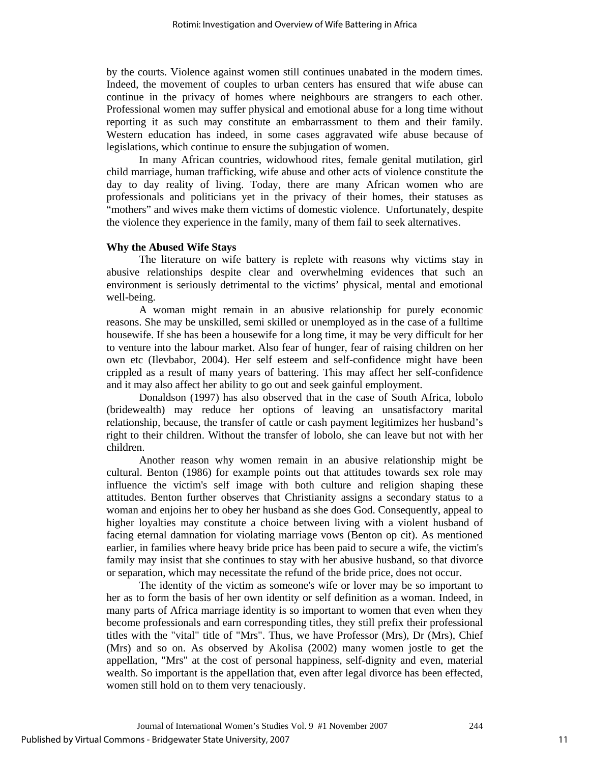by the courts. Violence against women still continues unabated in the modern times. Indeed, the movement of couples to urban centers has ensured that wife abuse can continue in the privacy of homes where neighbours are strangers to each other. Professional women may suffer physical and emotional abuse for a long time without reporting it as such may constitute an embarrassment to them and their family. Western education has indeed, in some cases aggravated wife abuse because of legislations, which continue to ensure the subjugation of women.

In many African countries, widowhood rites, female genital mutilation, girl child marriage, human trafficking, wife abuse and other acts of violence constitute the day to day reality of living. Today, there are many African women who are professionals and politicians yet in the privacy of their homes, their statuses as "mothers" and wives make them victims of domestic violence. Unfortunately, despite the violence they experience in the family, many of them fail to seek alternatives.

**Why the Abused Wife Stays**

The literature on wife battery is replete with reasons why victims stay in abusive relationships despite clear and overwhelming evidences that such an environment is seriously detrimental to the victims' physical, mental and emotional well-being.

A woman might remain in an abusive relationship for purely economic reasons. She may be unskilled, semi skilled or unemployed as in the case of a fulltime housewife. If she has been a housewife for a long time, it may be very difficult for her to venture into the labour market. Also fear of hunger, fear of raising children on her own etc (Ilevbabor, 2004). Her self esteem and self-confidence might have been crippled as a result of many years of battering. This may affect her self-confidence and it may also affect her ability to go out and seek gainful employment.

Donaldson (1997) has also observed that in the case of South Africa, lobolo (bridewealth) may reduce her options of leaving an unsatisfactory marital relationship, because, the transfer of cattle or cash payment legitimizes her husband's right to their children. Without the transfer of lobolo, she can leave but not with her children.

Another reason why women remain in an abusive relationship might be cultural. Benton (1986) for example points out that attitudes towards sex role may influence the victim's self image with both culture and religion shaping these attitudes. Benton further observes that Christianity assigns a secondary status to a woman and enjoins her to obey her husband as she does God. Consequently, appeal to higher loyalties may constitute a choice between living with a violent husband of facing eternal damnation for violating marriage vows (Benton op cit). As mentioned earlier, in families where heavy bride price has been paid to secure a wife, the victim's family may insist that she continues to stay with her abusive husband, so that divorce or separation, which may necessitate the refund of the bride price, does not occur.

The identity of the victim as someone's wife or lover may be so important to her as to form the basis of her own identity or self definition as a woman. Indeed, in many parts of Africa marriage identity is so important to women that even when they become professionals and earn corresponding titles, they still prefix their professional titles with the "vital" title of "Mrs". Thus, we have Professor (Mrs), Dr (Mrs), Chief (Mrs) and so on. As observed by Akolisa (2002) many women jostle to get the appellation, "Mrs" at the cost of personal happiness, self-dignity and even, material wealth. So important is the appellation that, even after legal divorce has been effected, women still hold on to them very tenaciously.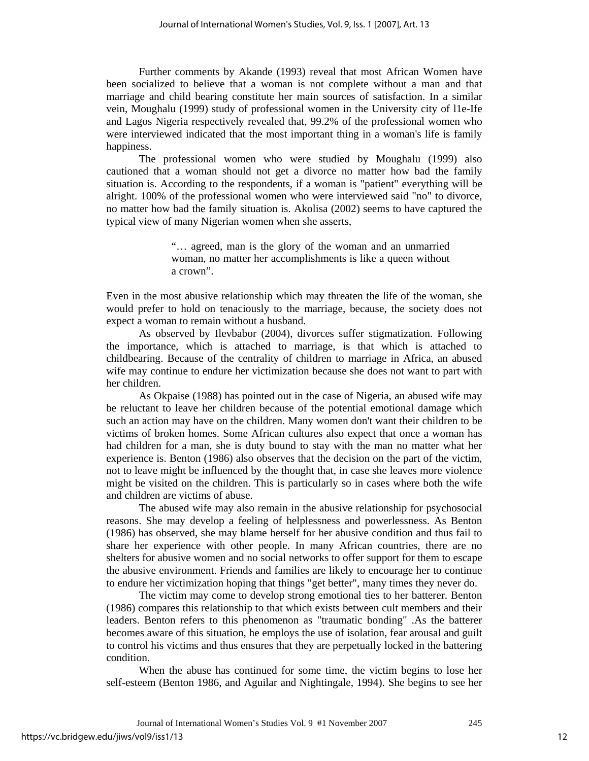Further comments by Akande (1993) reveal that most African Women have been socialized to believe that a woman is not complete without a man and that marriage and child bearing constitute her main sources of satisfaction. In a similar vein, Moughalu (1999) study of professional women in the University city of l1e-Ife and Lagos Nigeria respectively revealed that, 99.2% of the professional women who were interviewed indicated that the most important thing in a woman's life is family happiness.

The professional women who were studied by Moughalu (1999) also cautioned that a woman should not get a divorce no matter how bad the family situation is. According to the respondents, if a woman is "patient" everything will be alright. 100% of the professional women who were interviewed said "no" to divorce, no matter how bad the family situation is. Akolisa (2002) seems to have captured the typical view of many Nigerian women when she asserts,

> "… agreed, man is the glory of the woman and an unmarried woman, no matter her accomplishments is like a queen without a crown".

Even in the most abusive relationship which may threaten the life of the woman, she would prefer to hold on tenaciously to the marriage, because, the society does not expect a woman to remain without a husband.

As observed by Ilevbabor (2004), divorces suffer stigmatization. Following the importance, which is attached to marriage, is that which is attached to childbearing. Because of the centrality of children to marriage in Africa, an abused wife may continue to endure her victimization because she does not want to part with her children.

As Okpaise (1988) has pointed out in the case of Nigeria, an abused wife may be reluctant to leave her children because of the potential emotional damage which such an action may have on the children. Many women don't want their children to be victims of broken homes. Some African cultures also expect that once a woman has had children for a man, she is duty bound to stay with the man no matter what her experience is. Benton (1986) also observes that the decision on the part of the victim, not to leave might be influenced by the thought that, in case she leaves more violence might be visited on the children. This is particularly so in cases where both the wife and children are victims of abuse.

The abused wife may also remain in the abusive relationship for psychosocial reasons. She may develop a feeling of helplessness and powerlessness. As Benton (1986) has observed, she may blame herself for her abusive condition and thus fail to share her experience with other people. In many African countries, there are no shelters for abusive women and no social networks to offer support for them to escape the abusive environment. Friends and families are likely to encourage her to continue to endure her victimization hoping that things "get better", many times they never do.

The victim may come to develop strong emotional ties to her batterer. Benton (1986) compares this relationship to that which exists between cult members and their leaders. Benton refers to this phenomenon as "traumatic bonding" .As the batterer becomes aware of this situation, he employs the use of isolation, fear arousal and guilt to control his victims and thus ensures that they are perpetually locked in the battering condition.

When the abuse has continued for some time, the victim begins to lose her self-esteem (Benton 1986, and Aguilar and Nightingale, 1994). She begins to see her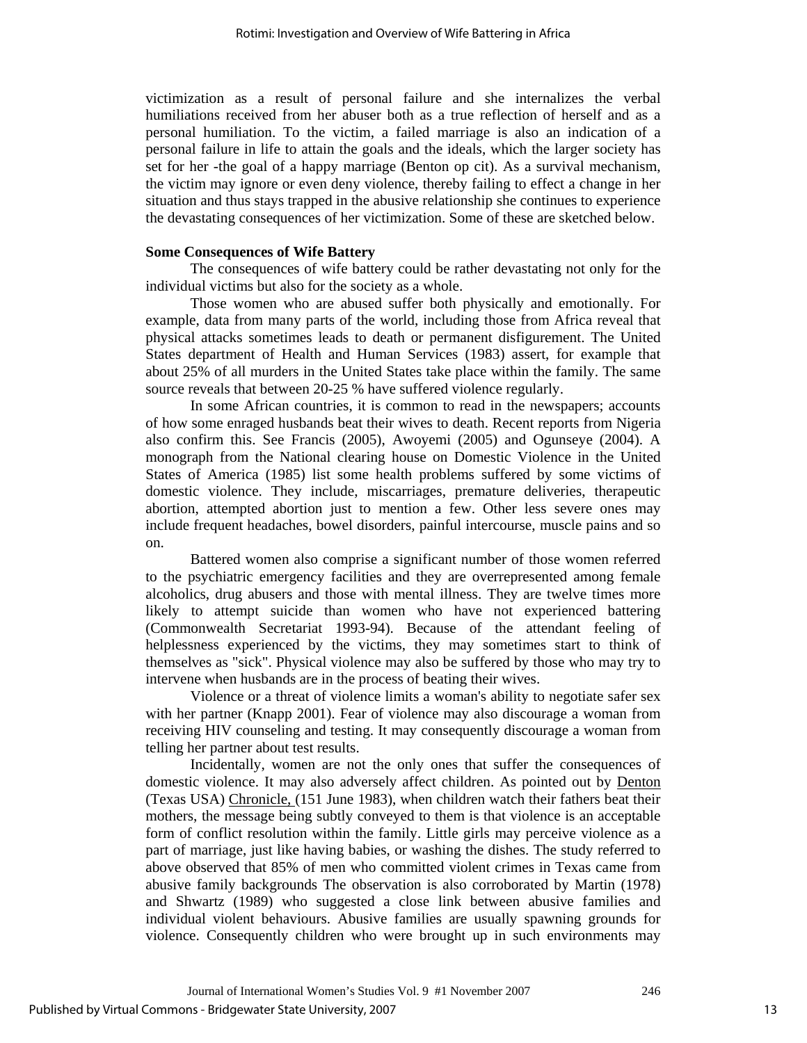victimization as a result of personal failure and she internalizes the verbal humiliations received from her abuser both as a true reflection of herself and as a personal humiliation. To the victim, a failed marriage is also an indication of a personal failure in life to attain the goals and the ideals, which the larger society has set for her -the goal of a happy marriage (Benton op cit). As a survival mechanism, the victim may ignore or even deny violence, thereby failing to effect a change in her situation and thus stays trapped in the abusive relationship she continues to experience the devastating consequences of her victimization. Some of these are sketched below.

**Some Consequences of Wife Battery**

The consequences of wife battery could be rather devastating not only for the individual victims but also for the society as a whole.

Those women who are abused suffer both physically and emotionally. For example, data from many parts of the world, including those from Africa reveal that physical attacks sometimes leads to death or permanent disfigurement. The United States department of Health and Human Services (1983) assert, for example that about 25% of all murders in the United States take place within the family. The same source reveals that between 20-25 % have suffered violence regularly.

In some African countries, it is common to read in the newspapers; accounts of how some enraged husbands beat their wives to death. Recent reports from Nigeria also confirm this. See Francis (2005), Awoyemi (2005) and Ogunseye (2004). A monograph from the National clearing house on Domestic Violence in the United States of America (1985) list some health problems suffered by some victims of domestic violence. They include, miscarriages, premature deliveries, therapeutic abortion, attempted abortion just to mention a few. Other less severe ones may include frequent headaches, bowel disorders, painful intercourse, muscle pains and so on.

Battered women also comprise a significant number of those women referred to the psychiatric emergency facilities and they are overrepresented among female alcoholics, drug abusers and those with mental illness. They are twelve times more likely to attempt suicide than women who have not experienced battering (Commonwealth Secretariat 1993-94). Because of the attendant feeling of helplessness experienced by the victims, they may sometimes start to think of themselves as "sick". Physical violence may also be suffered by those who may try to intervene when husbands are in the process of beating their wives.

Violence or a threat of violence limits a woman's ability to negotiate safer sex with her partner (Knapp 2001). Fear of violence may also discourage a woman from receiving HIV counseling and testing. It may consequently discourage a woman from telling her partner about test results.

Incidentally, women are not the only ones that suffer the consequences of domestic violence. It may also adversely affect children. As pointed out by Denton (Texas USA) Chronicle, (151 June 1983), when children watch their fathers beat their mothers, the message being subtly conveyed to them is that violence is an acceptable form of conflict resolution within the family. Little girls may perceive violence as a part of marriage, just like having babies, or washing the dishes. The study referred to above observed that 85% of men who committed violent crimes in Texas came from abusive family backgrounds The observation is also corroborated by Martin (1978) and Shwartz (1989) who suggested a close link between abusive families and individual violent behaviours. Abusive families are usually spawning grounds for violence. Consequently children who were brought up in such environments may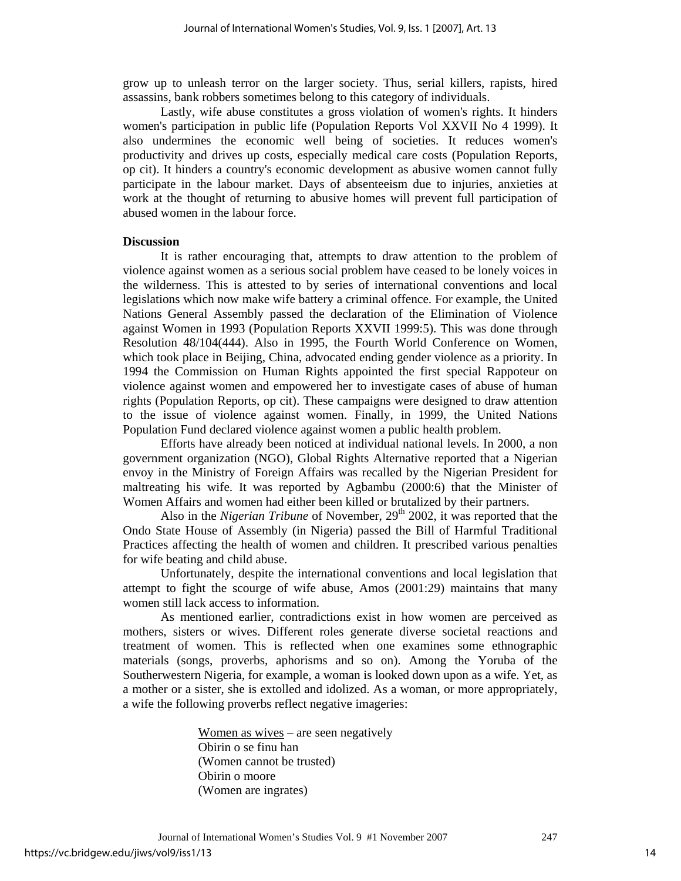grow up to unleash terror on the larger society. Thus, serial killers, rapists, hired assassins, bank robbers sometimes belong to this category of individuals.

Lastly, wife abuse constitutes a gross violation of women's rights. It hinders women's participation in public life (Population Reports Vol XXVII No 4 1999). It also undermines the economic well being of societies. It reduces women's productivity and drives up costs, especially medical care costs (Population Reports, op cit). It hinders a country's economic development as abusive women cannot fully participate in the labour market. Days of absenteeism due to injuries, anxieties at work at the thought of returning to abusive homes will prevent full participation of abused women in the labour force.

**Discussion**

It is rather encouraging that, attempts to draw attention to the problem of violence against women as a serious social problem have ceased to be lonely voices in the wilderness. This is attested to by series of international conventions and local legislations which now make wife battery a criminal offence. For example, the United Nations General Assembly passed the declaration of the Elimination of Violence against Women in 1993 (Population Reports XXVII 1999:5). This was done through Resolution 48/104(444). Also in 1995, the Fourth World Conference on Women, which took place in Beijing, China, advocated ending gender violence as a priority. In 1994 the Commission on Human Rights appointed the first special Rappoteur on violence against women and empowered her to investigate cases of abuse of human rights (Population Reports, op cit). These campaigns were designed to draw attention to the issue of violence against women. Finally, in 1999, the United Nations Population Fund declared violence against women a public health problem.

Efforts have already been noticed at individual national levels. In 2000, a non government organization (NGO), Global Rights Alternative reported that a Nigerian envoy in the Ministry of Foreign Affairs was recalled by the Nigerian President for maltreating his wife. It was reported by Agbambu (2000:6) that the Minister of Women Affairs and women had either been killed or brutalized by their partners.

Also in the *Nigerian Tribune* of November, 29th 2002, it was reported that the Ondo State House of Assembly (in Nigeria) passed the Bill of Harmful Traditional Practices affecting the health of women and children. It prescribed various penalties for wife beating and child abuse.

Unfortunately, despite the international conventions and local legislation that attempt to fight the scourge of wife abuse, Amos (2001:29) maintains that many women still lack access to information.

As mentioned earlier, contradictions exist in how women are perceived as mothers, sisters or wives. Different roles generate diverse societal reactions and treatment of women. This is reflected when one examines some ethnographic materials (songs, proverbs, aphorisms and so on). Among the Yoruba of the Southerwestern Nigeria, for example, a woman is looked down upon as a wife. Yet, as a mother or a sister, she is extolled and idolized. As a woman, or more appropriately, a wife the following proverbs reflect negative imageries:

> Women as wives – are seen negatively
> Obirin o se finu han
> (Women cannot be trusted)
> Obirin o moore
> (Women are ingrates)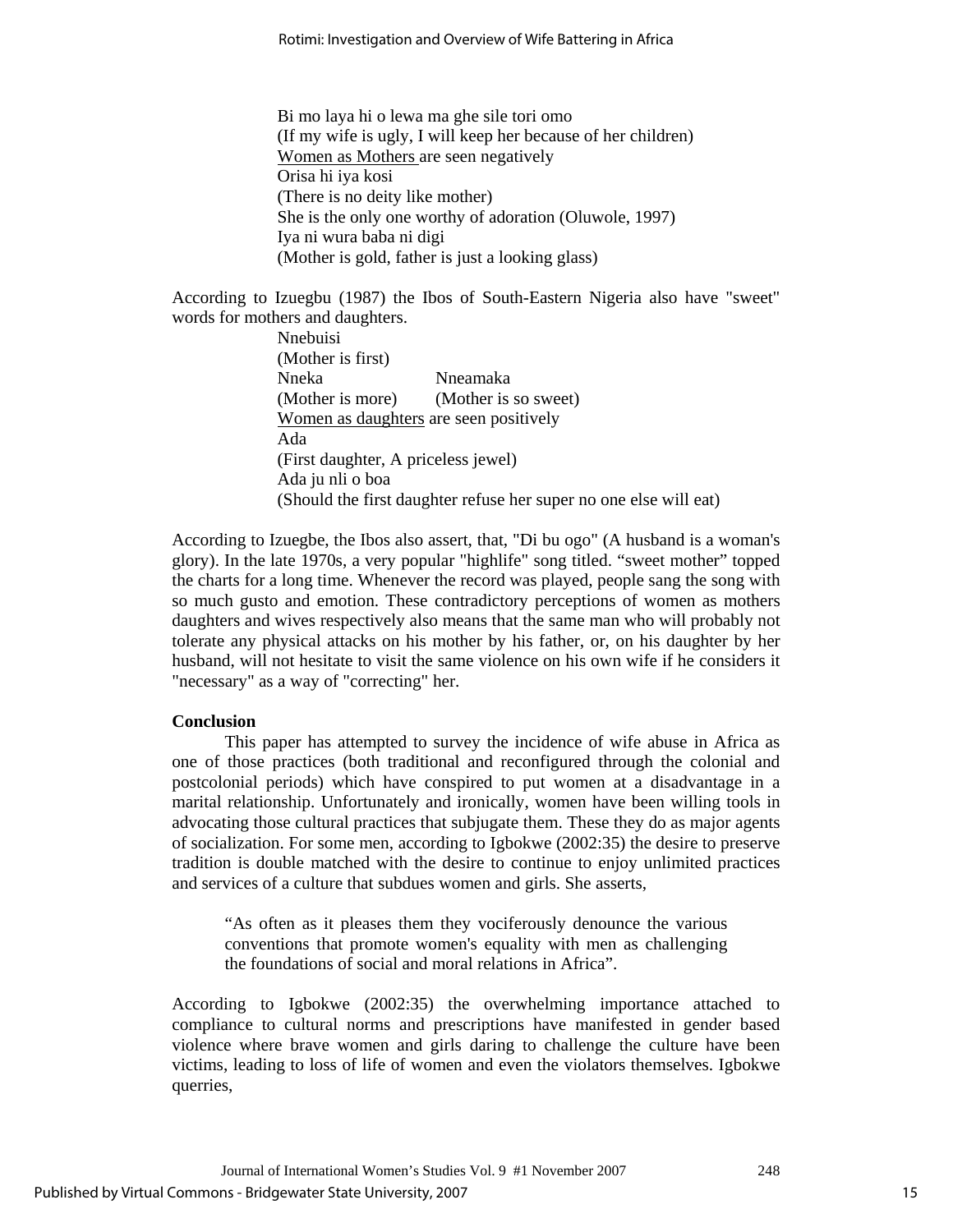Bi mo laya hi o lewa ma ghe sile tori omo  
(If my wife is ugly, I will keep her because of her children)  
Women as Mothers are seen negatively  
Orisa hi iya kosi  
(There is no deity like mother)  
She is the only one worthy of adoration (Oluwole, 1997)  
Iya ni wura baba ni digi  
(Mother is gold, father is just a looking glass)

According to Izuegbu (1987) the Ibos of South-Eastern Nigeria also have "sweet" words for mothers and daughters.

Nnebuisi  
(Mother is first)  
Nneka Nneamaka  
(Mother is more) (Mother is so sweet)  
Women as daughters are seen positively  
Ada  
(First daughter, A priceless jewel)  
Ada ju nli o boa  
(Should the first daughter refuse her super no one else will eat)

According to Izuegbe, the Ibos also assert, that, "Di bu ogo" (A husband is a woman's glory). In the late 1970s, a very popular "highlife" song titled. "sweet mother" topped the charts for a long time. Whenever the record was played, people sang the song with so much gusto and emotion. These contradictory perceptions of women as mothers daughters and wives respectively also means that the same man who will probably not tolerate any physical attacks on his mother by his father, or, on his daughter by her husband, will not hesitate to visit the same violence on his own wife if he considers it "necessary" as a way of "correcting" her.

**Conclusion**

This paper has attempted to survey the incidence of wife abuse in Africa as one of those practices (both traditional and reconfigured through the colonial and postcolonial periods) which have conspired to put women at a disadvantage in a marital relationship. Unfortunately and ironically, women have been willing tools in advocating those cultural practices that subjugate them. These they do as major agents of socialization. For some men, according to Igbokwe (2002:35) the desire to preserve tradition is double matched with the desire to continue to enjoy unlimited practices and services of a culture that subdues women and girls. She asserts,

> "As often as it pleases them they vociferously denounce the various conventions that promote women's equality with men as challenging the foundations of social and moral relations in Africa".

According to Igbokwe (2002:35) the overwhelming importance attached to compliance to cultural norms and prescriptions have manifested in gender based violence where brave women and girls daring to challenge the culture have been victims, leading to loss of life of women and even the violators themselves. Igbokwe querries,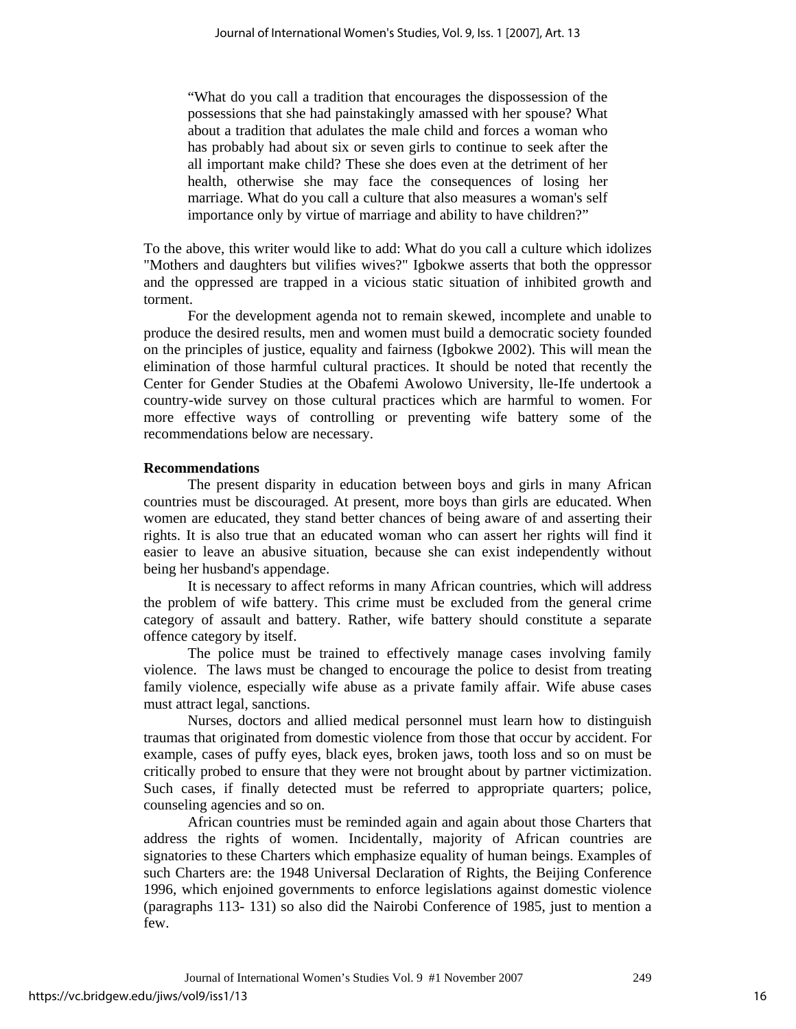> "What do you call a tradition that encourages the dispossession of the possessions that she had painstakingly amassed with her spouse? What about a tradition that adulates the male child and forces a woman who has probably had about six or seven girls to continue to seek after the all important make child? These she does even at the detriment of her health, otherwise she may face the consequences of losing her marriage. What do you call a culture that also measures a woman's self importance only by virtue of marriage and ability to have children?"

To the above, this writer would like to add: What do you call a culture which idolizes "Mothers and daughters but vilifies wives?" Igbokwe asserts that both the oppressor and the oppressed are trapped in a vicious static situation of inhibited growth and torment.

For the development agenda not to remain skewed, incomplete and unable to produce the desired results, men and women must build a democratic society founded on the principles of justice, equality and fairness (Igbokwe 2002). This will mean the elimination of those harmful cultural practices. It should be noted that recently the Center for Gender Studies at the Obafemi Awolowo University, lle-Ife undertook a country-wide survey on those cultural practices which are harmful to women. For more effective ways of controlling or preventing wife battery some of the recommendations below are necessary.

**Recommendations**

The present disparity in education between boys and girls in many African countries must be discouraged. At present, more boys than girls are educated. When women are educated, they stand better chances of being aware of and asserting their rights. It is also true that an educated woman who can assert her rights will find it easier to leave an abusive situation, because she can exist independently without being her husband's appendage.

It is necessary to affect reforms in many African countries, which will address the problem of wife battery. This crime must be excluded from the general crime category of assault and battery. Rather, wife battery should constitute a separate offence category by itself.

The police must be trained to effectively manage cases involving family violence. The laws must be changed to encourage the police to desist from treating family violence, especially wife abuse as a private family affair. Wife abuse cases must attract legal, sanctions.

Nurses, doctors and allied medical personnel must learn how to distinguish traumas that originated from domestic violence from those that occur by accident. For example, cases of puffy eyes, black eyes, broken jaws, tooth loss and so on must be critically probed to ensure that they were not brought about by partner victimization. Such cases, if finally detected must be referred to appropriate quarters; police, counseling agencies and so on.

African countries must be reminded again and again about those Charters that address the rights of women. Incidentally, majority of African countries are signatories to these Charters which emphasize equality of human beings. Examples of such Charters are: the 1948 Universal Declaration of Rights, the Beijing Conference 1996, which enjoined governments to enforce legislations against domestic violence (paragraphs 113- 131) so also did the Nairobi Conference of 1985, just to mention a few.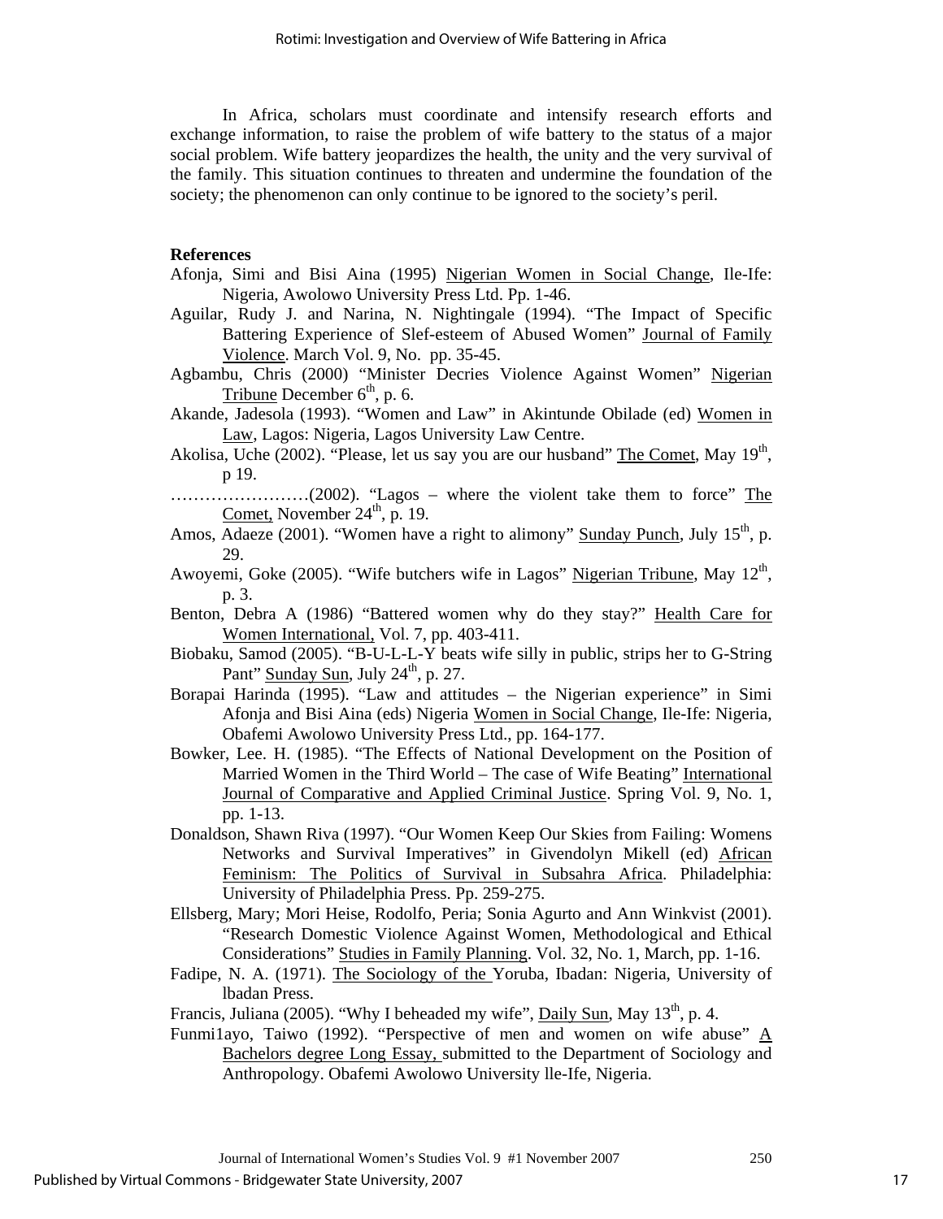In Africa, scholars must coordinate and intensify research efforts and exchange information, to raise the problem of wife battery to the status of a major social problem. Wife battery jeopardizes the health, the unity and the very survival of the family. This situation continues to threaten and undermine the foundation of the society; the phenomenon can only continue to be ignored to the society's peril.

**References**

Afonja, Simi and Bisi Aina (1995) Nigerian Women in Social Change, Ile-Ife: Nigeria, Awolowo University Press Ltd. Pp. 1-46.

Aguilar, Rudy J. and Narina, N. Nightingale (1994). "The Impact of Specific Battering Experience of Slef-esteem of Abused Women" Journal of Family Violence. March Vol. 9, No. pp. 35-45.

Agbambu, Chris (2000) "Minister Decries Violence Against Women" Nigerian Tribune December 6th, p. 6.

Akande, Jadesola (1993). "Women and Law" in Akintunde Obilade (ed) Women in Law, Lagos: Nigeria, Lagos University Law Centre.

Akolisa, Uche (2002). "Please, let us say you are our husband" The Comet, May 19th, p 19.

……………………(2002). "Lagos – where the violent take them to force" The Comet, November 24th, p. 19.

Amos, Adaeze (2001). "Women have a right to alimony" Sunday Punch, July 15th, p. 29.

Awoyemi, Goke (2005). "Wife butchers wife in Lagos" Nigerian Tribune, May 12th, p. 3.

Benton, Debra A (1986) "Battered women why do they stay?" Health Care for Women International, Vol. 7, pp. 403-411.

Biobaku, Samod (2005). "B-U-L-L-Y beats wife silly in public, strips her to G-String Pant" Sunday Sun, July 24th, p. 27.

Borapai Harinda (1995). "Law and attitudes – the Nigerian experience" in Simi Afonja and Bisi Aina (eds) Nigeria Women in Social Change, Ile-Ife: Nigeria, Obafemi Awolowo University Press Ltd., pp. 164-177.

Bowker, Lee. H. (1985). "The Effects of National Development on the Position of Married Women in the Third World – The case of Wife Beating" International Journal of Comparative and Applied Criminal Justice. Spring Vol. 9, No. 1, pp. 1-13.

Donaldson, Shawn Riva (1997). "Our Women Keep Our Skies from Failing: Womens Networks and Survival Imperatives" in Givendolyn Mikell (ed) African Feminism: The Politics of Survival in Subsahra Africa. Philadelphia: University of Philadelphia Press. Pp. 259-275.

Ellsberg, Mary; Mori Heise, Rodolfo, Peria; Sonia Agurto and Ann Winkvist (2001). "Research Domestic Violence Against Women, Methodological and Ethical Considerations" Studies in Family Planning. Vol. 32, No. 1, March, pp. 1-16.

Fadipe, N. A. (1971). The Sociology of the Yoruba, Ibadan: Nigeria, University of lbadan Press.

Francis, Juliana (2005). "Why I beheaded my wife", Daily Sun, May 13th, p. 4.

Funmi1ayo, Taiwo (1992). "Perspective of men and women on wife abuse" A Bachelors degree Long Essay, submitted to the Department of Sociology and Anthropology. Obafemi Awolowo University lle-Ife, Nigeria.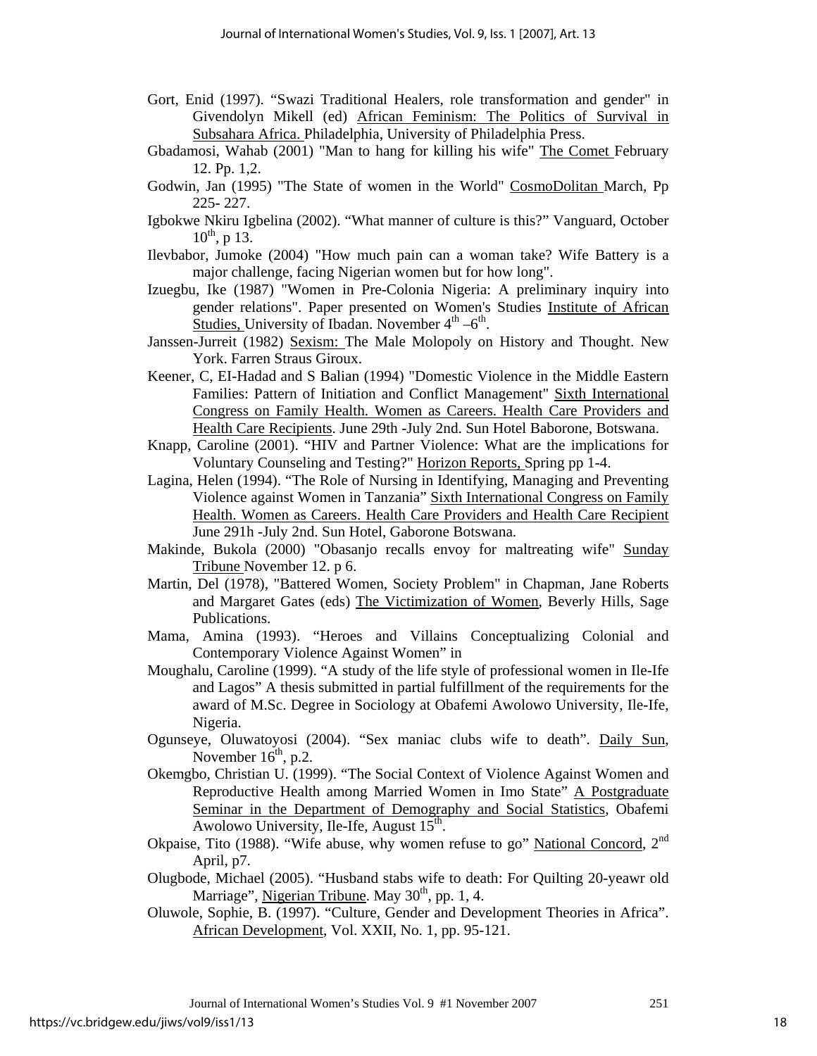Gort, Enid (1997). "Swazi Traditional Healers, role transformation and gender" in Givendolyn Mikell (ed) African Feminism: The Politics of Survival in Subsahara Africa. Philadelphia, University of Philadelphia Press.

Gbadamosi, Wahab (2001) "Man to hang for killing his wife" The Comet February 12. Pp. 1,2.

Godwin, Jan (1995) "The State of women in the World" CosmoDolitan March, Pp 225- 227.

Igbokwe Nkiru Igbelina (2002). "What manner of culture is this?" Vanguard, October $10^{th}$, p 13.

Ilevbabor, Jumoke (2004) "How much pain can a woman take? Wife Battery is a major challenge, facing Nigerian women but for how long".

Izuegbu, Ike (1987) "Women in Pre-Colonia Nigeria: A preliminary inquiry into gender relations". Paper presented on Women's Studies Institute of African Studies, University of Ibadan. November $4^{th}$ –$6^{th}$.

Janssen-Jurreit (1982) Sexism: The Male Molopoly on History and Thought. New York. Farren Straus Giroux.

Keener, C, EI-Hadad and S Balian (1994) "Domestic Violence in the Middle Eastern Families: Pattern of Initiation and Conflict Management" Sixth International Congress on Family Health. Women as Careers. Health Care Providers and Health Care Recipients. June 29th -July 2nd. Sun Hotel Baborone, Botswana.

Knapp, Caroline (2001). "HIV and Partner Violence: What are the implications for Voluntary Counseling and Testing?" Horizon Reports, Spring pp 1-4.

Lagina, Helen (1994). "The Role of Nursing in Identifying, Managing and Preventing Violence against Women in Tanzania" Sixth International Congress on Family Health. Women as Careers. Health Care Providers and Health Care Recipient June 291h -July 2nd. Sun Hotel, Gaborone Botswana.

Makinde, Bukola (2000) "Obasanjo recalls envoy for maltreating wife" Sunday Tribune November 12. p 6.

Martin, Del (1978), "Battered Women, Society Problem" in Chapman, Jane Roberts and Margaret Gates (eds) The Victimization of Women, Beverly Hills, Sage Publications.

Mama, Amina (1993). "Heroes and Villains Conceptualizing Colonial and Contemporary Violence Against Women" in

Moughalu, Caroline (1999). "A study of the life style of professional women in Ile-Ife and Lagos" A thesis submitted in partial fulfillment of the requirements for the award of M.Sc. Degree in Sociology at Obafemi Awolowo University, Ile-Ife, Nigeria.

Ogunseye, Oluwatoyosi (2004). "Sex maniac clubs wife to death". Daily Sun, November $16^{th}$, p.2.

Okemgbo, Christian U. (1999). "The Social Context of Violence Against Women and Reproductive Health among Married Women in Imo State" A Postgraduate Seminar in the Department of Demography and Social Statistics, Obafemi Awolowo University, Ile-Ife, August $15^{th}$.

Okpaise, Tito (1988). "Wife abuse, why women refuse to go" National Concord, $2^{nd}$ April, p7.

Olugbode, Michael (2005). "Husband stabs wife to death: For Quilting 20-yeawr old Marriage", Nigerian Tribune. May $30^{th}$, pp. 1, 4.

Oluwole, Sophie, B. (1997). "Culture, Gender and Development Theories in Africa". African Development, Vol. XXII, No. 1, pp. 95-121.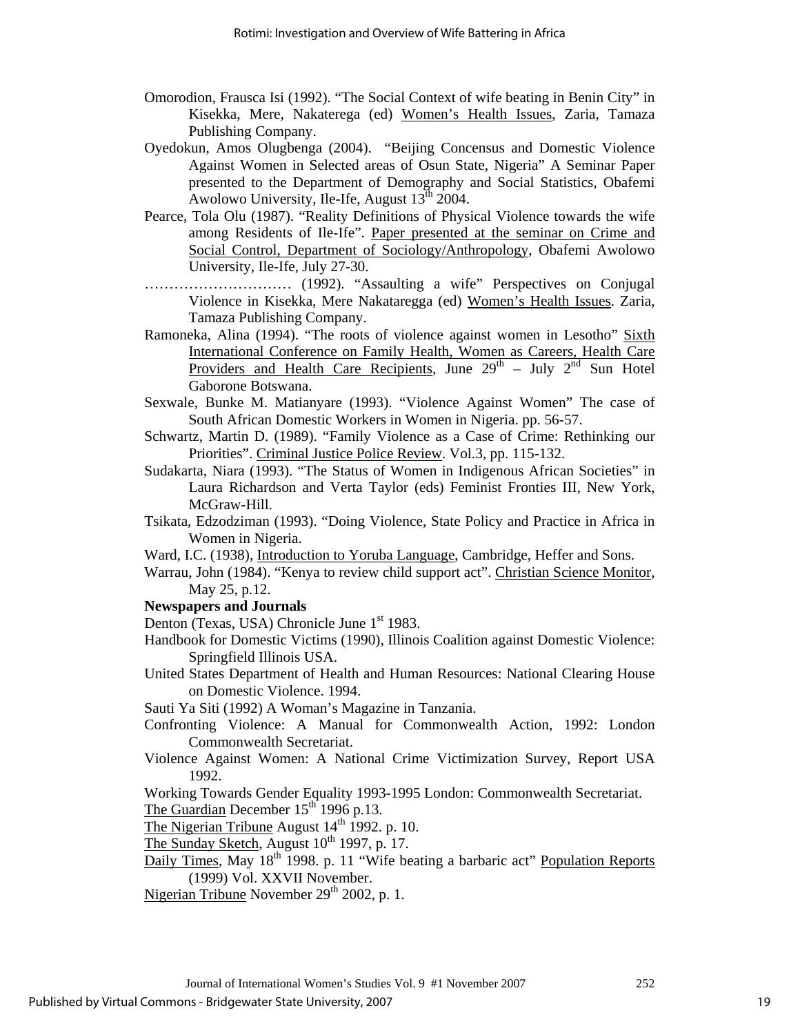Omorodion, Frausca Isi (1992). "The Social Context of wife beating in Benin City" in Kisekka, Mere, Nakaterega (ed) Women's Health Issues, Zaria, Tamaza Publishing Company.

Oyedokun, Amos Olugbenga (2004). "Beijing Concensus and Domestic Violence Against Women in Selected areas of Osun State, Nigeria" A Seminar Paper presented to the Department of Demography and Social Statistics, Obafemi Awolowo University, Ile-Ife, August 13th 2004.

Pearce, Tola Olu (1987). "Reality Definitions of Physical Violence towards the wife among Residents of Ile-Ife". Paper presented at the seminar on Crime and Social Control, Department of Sociology/Anthropology, Obafemi Awolowo University, Ile-Ife, July 27-30.

………………………… (1992). "Assaulting a wife" Perspectives on Conjugal Violence in Kisekka, Mere Nakataregga (ed) Women's Health Issues. Zaria, Tamaza Publishing Company.

Ramoneka, Alina (1994). "The roots of violence against women in Lesotho" Sixth International Conference on Family Health, Women as Careers, Health Care Providers and Health Care Recipients, June 29th – July 2nd Sun Hotel Gaborone Botswana.

Sexwale, Bunke M. Matianyare (1993). "Violence Against Women" The case of South African Domestic Workers in Women in Nigeria. pp. 56-57.

Schwartz, Martin D. (1989). "Family Violence as a Case of Crime: Rethinking our Priorities". Criminal Justice Police Review. Vol.3, pp. 115-132.

Sudakarta, Niara (1993). "The Status of Women in Indigenous African Societies" in Laura Richardson and Verta Taylor (eds) Feminist Fronties III, New York, McGraw-Hill.

Tsikata, Edzodziman (1993). "Doing Violence, State Policy and Practice in Africa in Women in Nigeria.

Ward, I.C. (1938), Introduction to Yoruba Language, Cambridge, Heffer and Sons.

Warrau, John (1984). "Kenya to review child support act". Christian Science Monitor, May 25, p.12.

**Newspapers and Journals**

Denton (Texas, USA) Chronicle June 1st 1983.

Handbook for Domestic Victims (1990), Illinois Coalition against Domestic Violence: Springfield Illinois USA.

United States Department of Health and Human Resources: National Clearing House on Domestic Violence. 1994.

Sauti Ya Siti (1992) A Woman's Magazine in Tanzania.

Confronting Violence: A Manual for Commonwealth Action, 1992: London Commonwealth Secretariat.

Violence Against Women: A National Crime Victimization Survey, Report USA 1992.

Working Towards Gender Equality 1993-1995 London: Commonwealth Secretariat.

The Guardian December 15th 1996 p.13.

The Nigerian Tribune August 14th 1992. p. 10.

The Sunday Sketch, August 10th 1997, p. 17.

Daily Times, May 18th 1998. p. 11 "Wife beating a barbaric act" Population Reports (1999) Vol. XXVII November.

Nigerian Tribune November 29th 2002, p. 1.